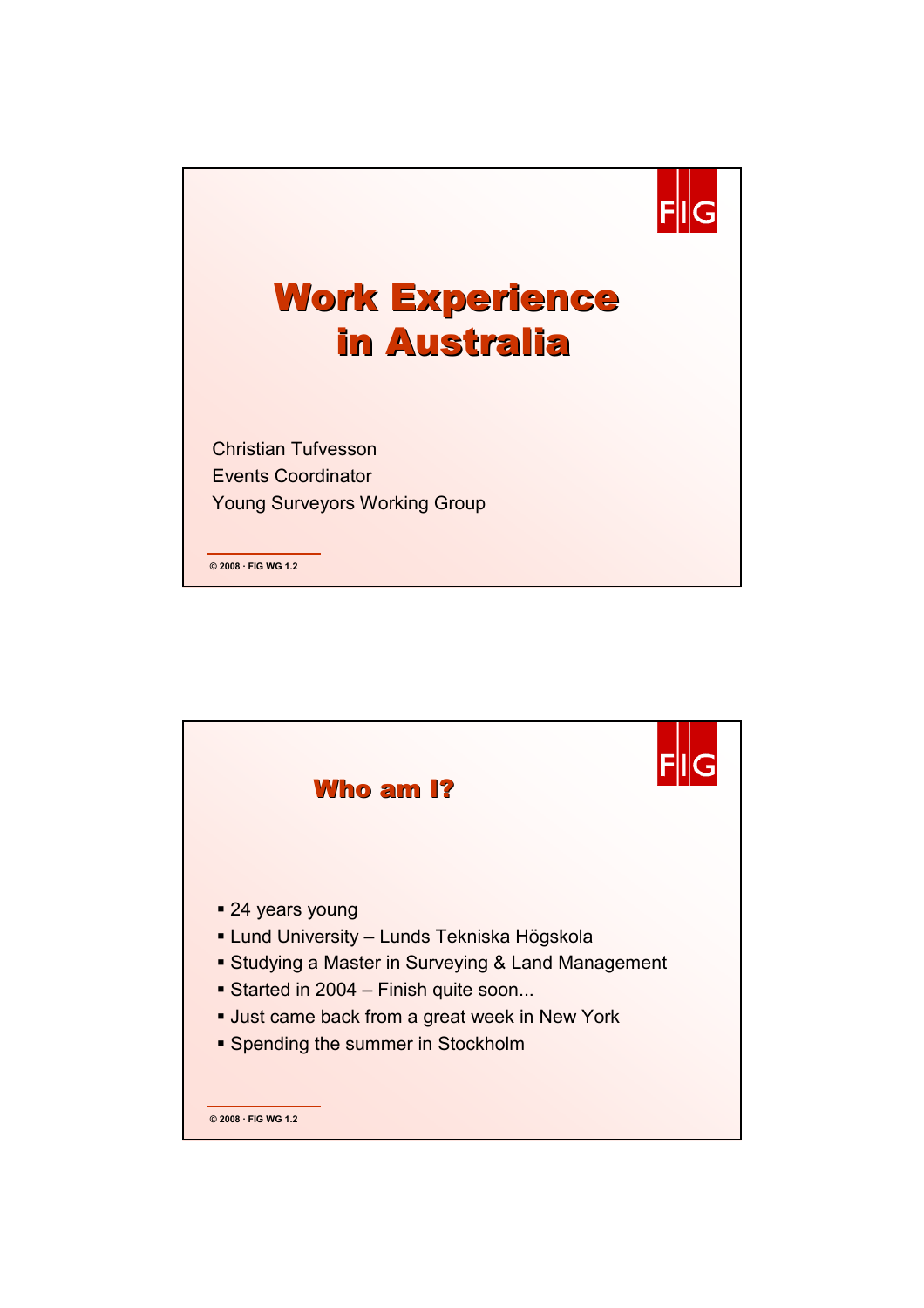# Work Experience in Australia

Christian Tufvesson
Events Coordinator
Young Surveyors Working Group

© 2008 · FIG WG 1.2

## Who am I?

- 24 years young
- Lund University – Lunds Tekniska Högskola
- Studying a Master in Surveying & Land Management
- Started in 2004 – Finish quite soon...
- Just came back from a great week in New York
- Spending the summer in Stockholm

© 2008 · FIG WG 1.2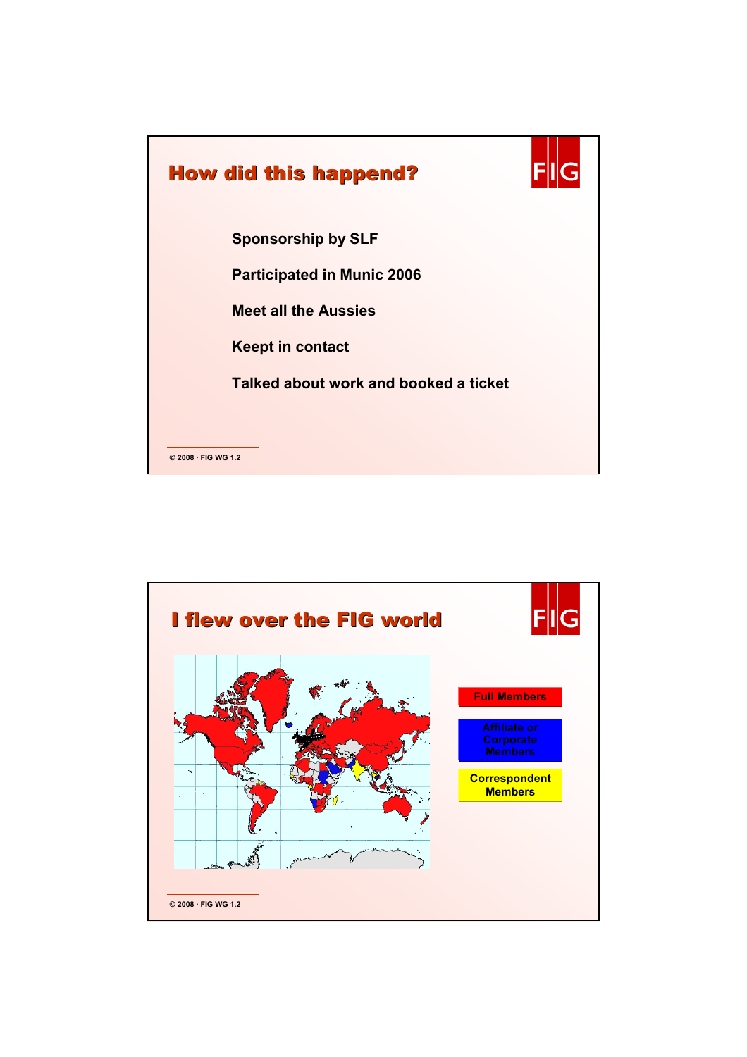## How did this happend?

Sponsorship by SLF

Participated in Munic 2006

Meet all the Aussies

Keept in contact

Talked about work and booked a ticket

© 2008 · FIG WG 1.2

## I flew over the FIG world

Full Members

Affiliate or Corporate Members

Correspondent Members

© 2008 · FIG WG 1.2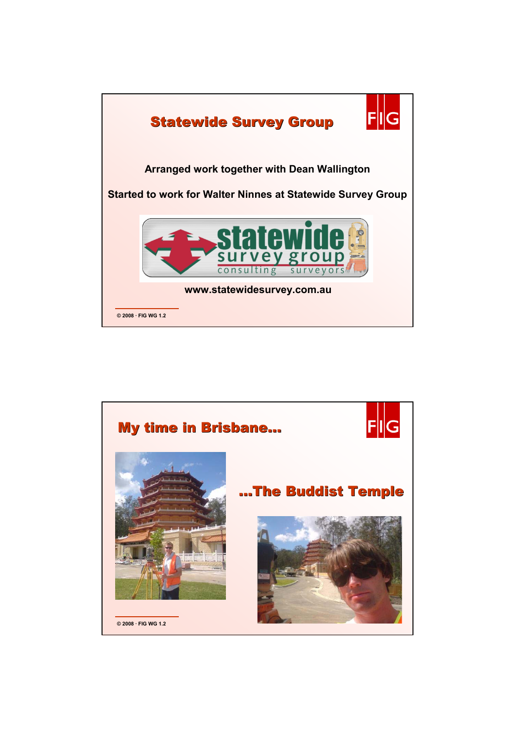## Statewide Survey Group

Arranged work together with Dean Wallington

Started to work for Walter Ninnes at Statewide Survey Group

www.statewidesurvey.com.au

© 2008 · FIG WG 1.2

## My time in Brisbane...

...The Buddist Temple

© 2008 · FIG WG 1.2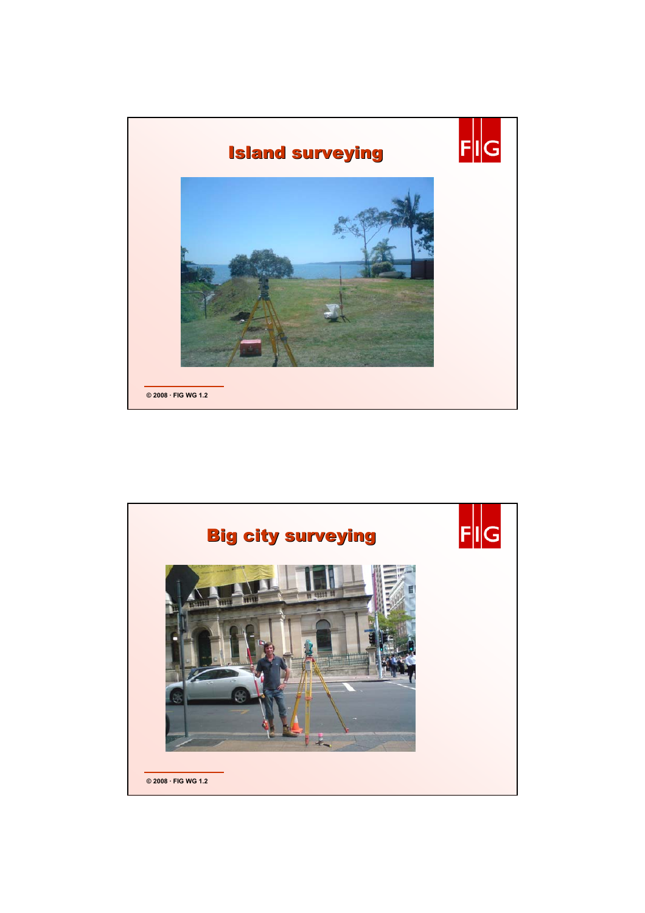# Island surveying

© 2008 · FIG WG 1.2

# Big city surveying

© 2008 · FIG WG 1.2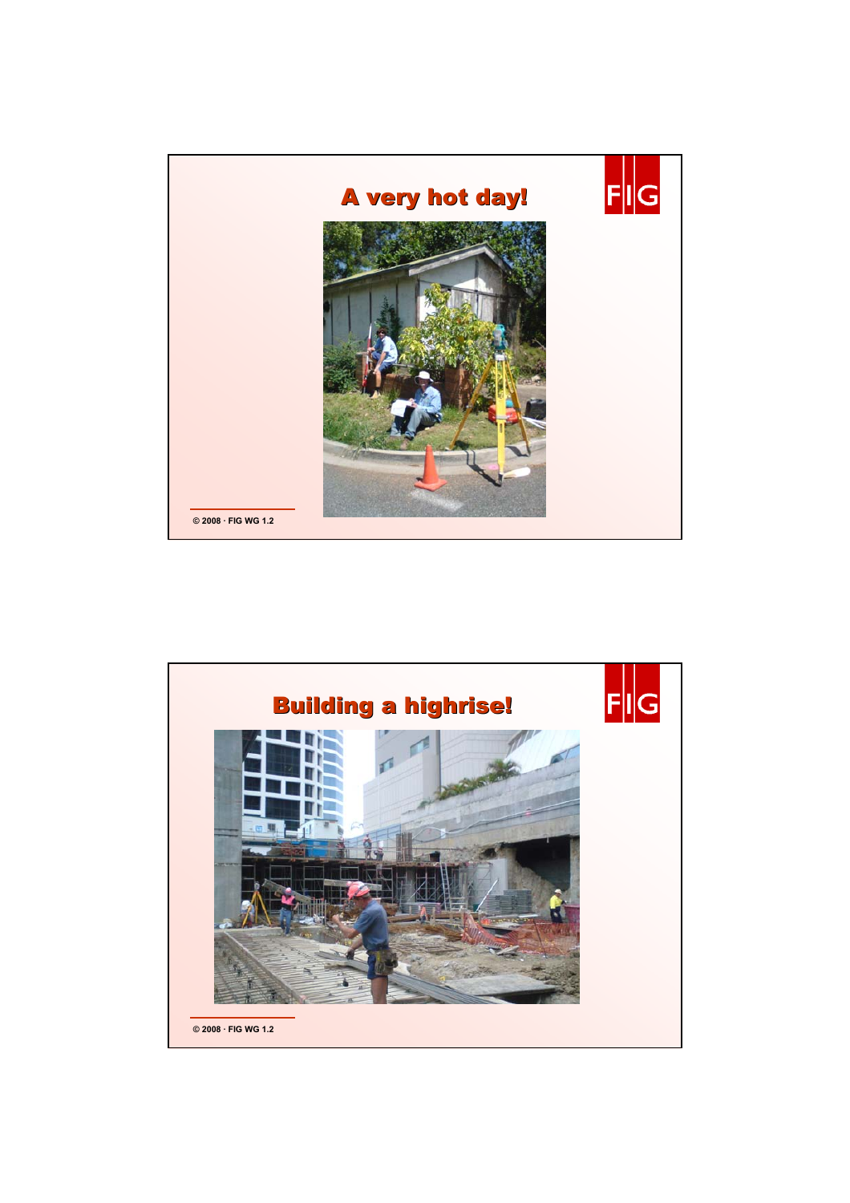## A very hot day!

© 2008 · FIG WG 1.2

## Building a highrise!

© 2008 · FIG WG 1.2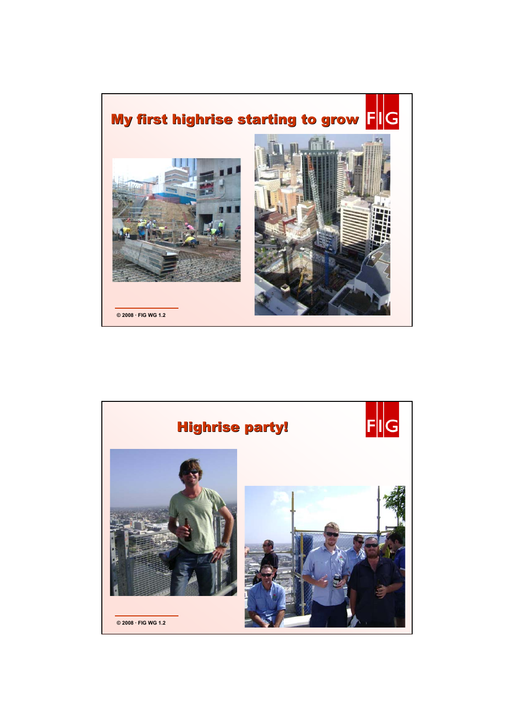## My first highrise starting to grow

## Highrise party!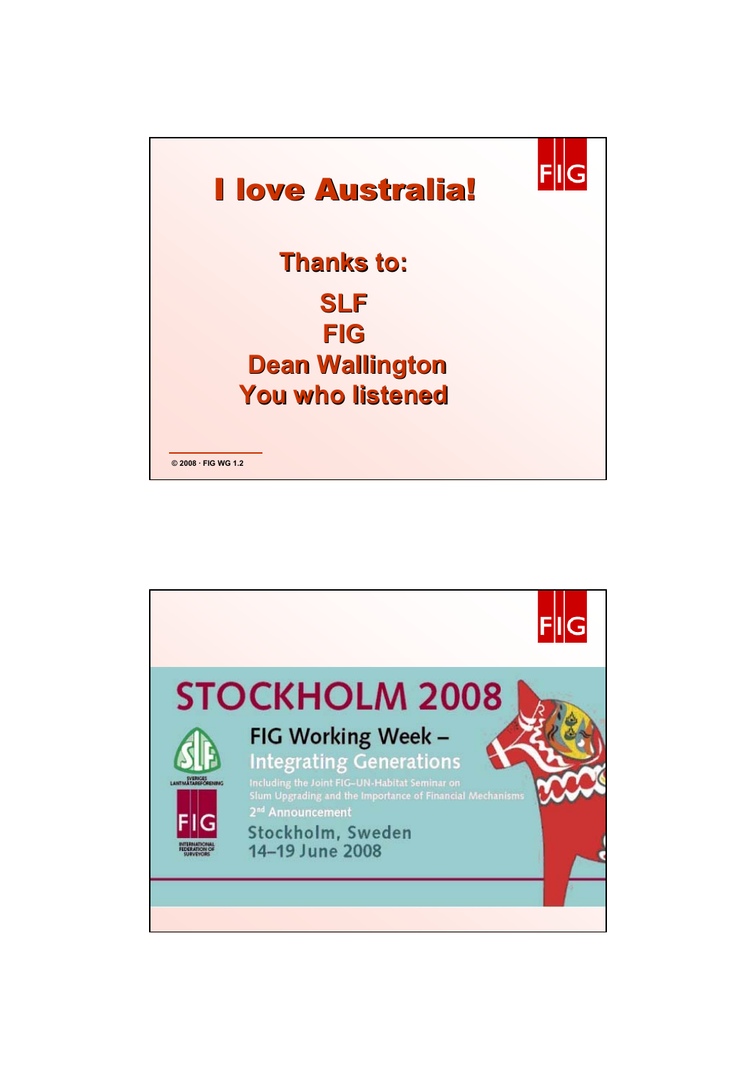# I love Australia!

**Thanks to:**

**SLF**

**FIG**

**Dean Wallington**

**You who listened**

© 2008 · FIG WG 1.2

STOCKHOLM 2008

FIG Working Week – Integrating Generations

Including the Joint FIG–UN-Habitat Seminar on Slum Upgrading and the Importance of Financial Mechanisms

2nd Announcement

Stockholm, Sweden
14–19 June 2008